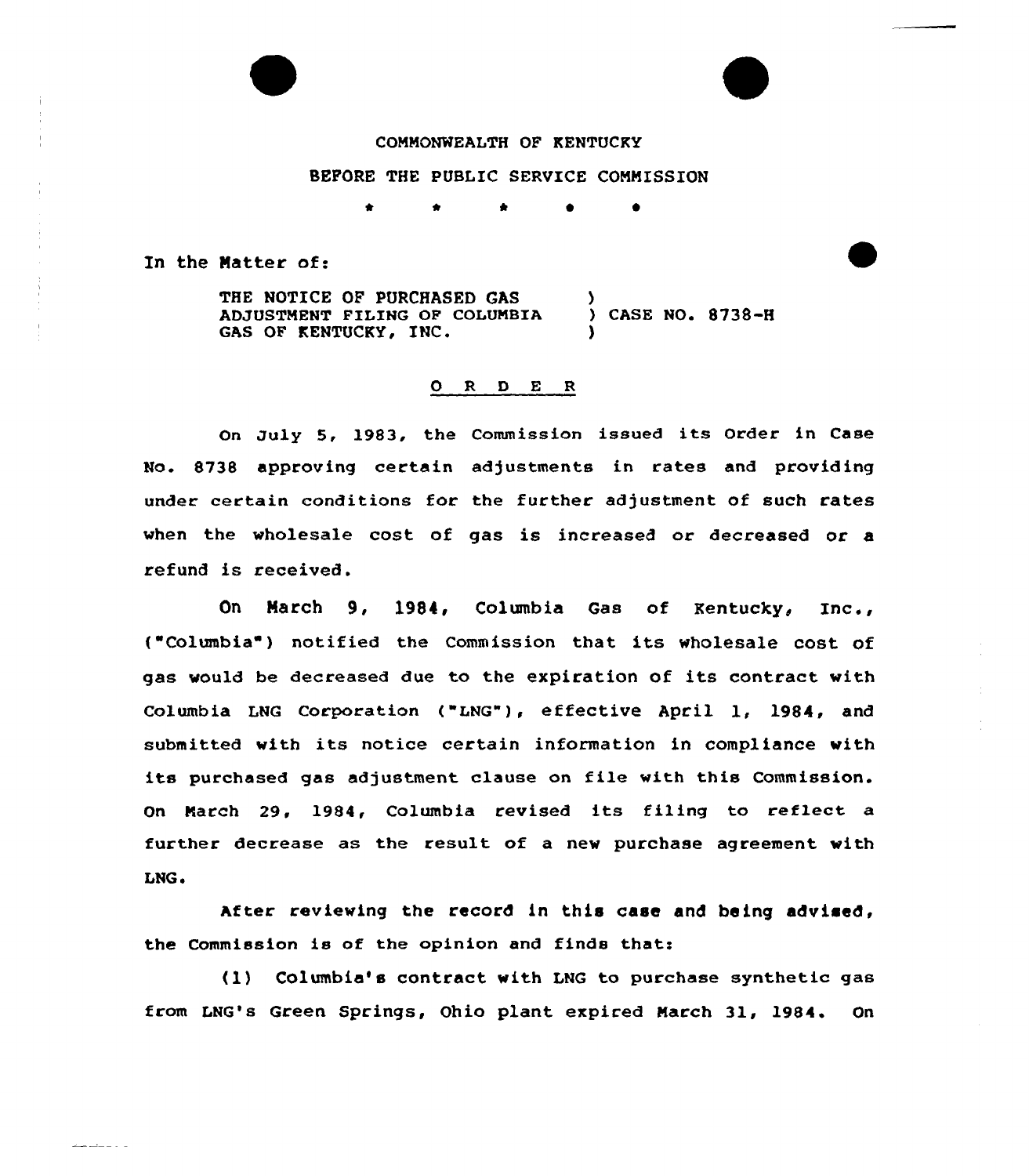COMMONWEALTH OF KENTUCKY

BEFORE THE PUBLIC SERVICE COMMISSION

\* \* \* \* \*

In the Matter of:

| | |
|---|---|
| THE NOTICE OF PURCHASED GAS ADJUSTMENT FILING OF COLUMBIA GAS OF KENTUCKY, INC. | ) CASE NO. 8738-H |

## O R D E R

On July 5, 1983, the Commission issued its Order in Case No. 8738 approving certain adjustments in rates and providing under certain conditions for the further adjustment of such rates when the wholesale cost of gas is increased or decreased or a refund is received.

On March 9, 1984, Columbia Gas of Kentucky, Inc., ("Columbia") notified the Commission that its wholesale cost of gas would be decreased due to the expiration of its contract with Columbia LNG Corporation ("LNG"), effective April 1, 1984, and submitted with its notice certain information in compliance with its purchased gas adjustment clause on file with this Commission. On March 29, 1984, Columbia revised its filing to reflect a further decrease as the result of a new purchase agreement with LNG.

After reviewing the record in this case and being advised, the Commission is of the opinion and finds that:

(1) Columbia's contract with LNG to purchase synthetic gas from LNG's Green Springs, Ohio plant expired March 31, 1984. On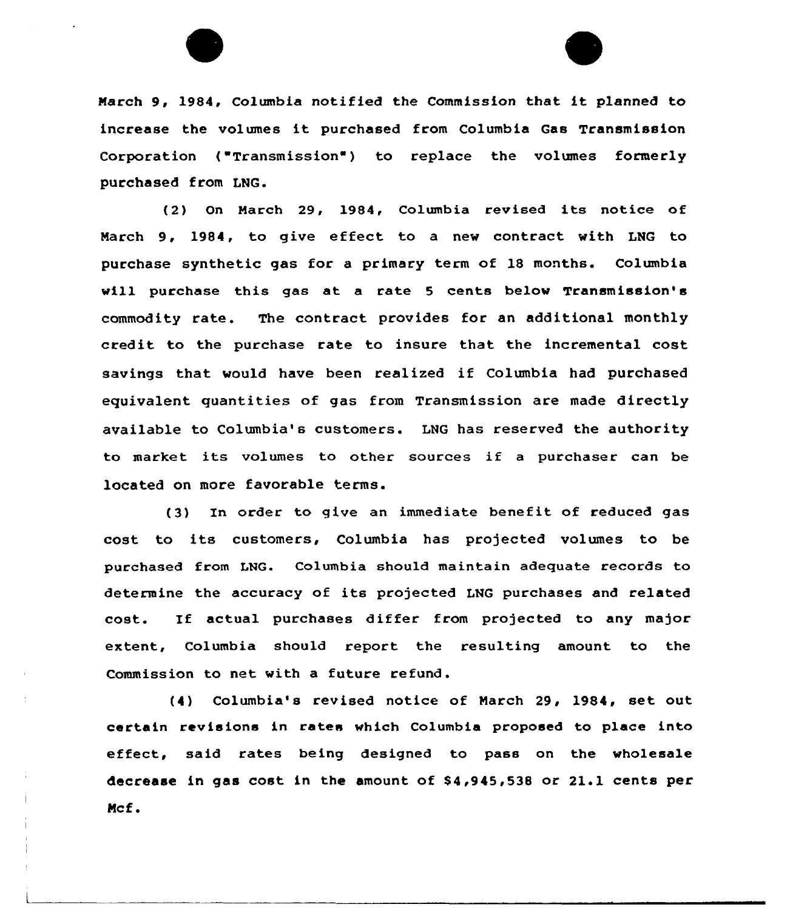March 9, 1984, Columbia notified the Commission that it planned to increase the volumes it purchased from Columbia Gas Transmission Corporation ("Transmission") to replace the volumes formerly purchased from LNG.

(2) On March 29, 1984, Columbia revised its notice of March 9, 1984, to give effect to a new contract with LNG to purchase synthetic gas for a primary term of 18 months. Columbia will purchase this gas at a rate 5 cents below Transmission's commodity rate. The contract provides for an additional monthly credit to the purchase rate to insure that the incremental cost savings that would have been realized if Columbia had purchased equivalent quantities of gas from Transmission are made directly available to Columbia's customers. LNG has reserved the authority to market its volumes to other sources if a purchaser can be located on more favorable terms.

(3) In order to give an immediate benefit of reduced gas cost to its customers, Columbia has projected volumes to be purchased from LNG. Columbia should maintain adequate records to determine the accuracy of its projected LNG purchases and related cost. If actual purchases differ from projected to any major extent, Columbia should report the resulting amount to the Commission to net with a future refund.

(4) Columbia's revised notice of March 29, 1984, set out certain revisions in rates which Columbia proposed to place into effect, said rates being designed to pass on the wholesale decrease in gas cost in the amount of $4,945,538 or 21.1 cents per Mcf.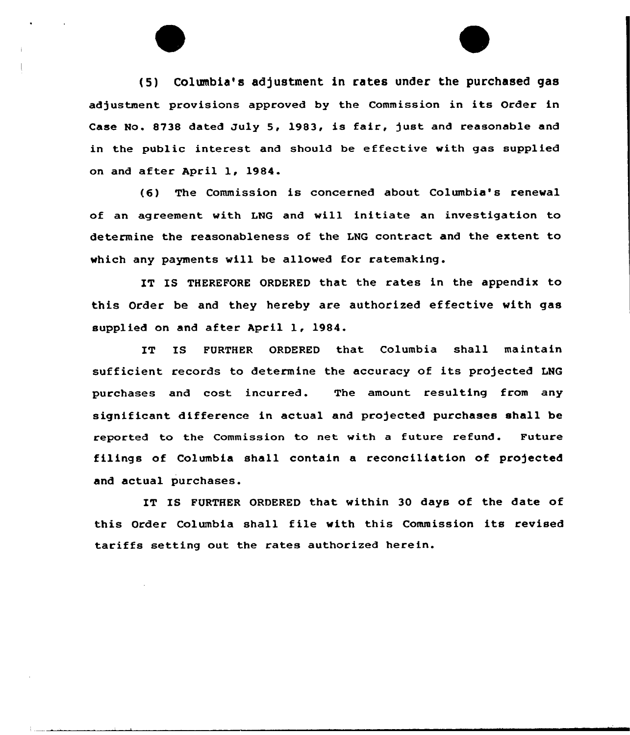(5) Columbia's adjustment in rates under the purchased gas adjustment provisions approved by the Commission in its Order in Case No. 8738 dated July 5, 1983, is fair, just and reasonable and in the public interest and should be effective with gas supplied on and after April 1, 1984.

(6) The Commission is concerned about Columbia's renewal of an agreement with LNG and will initiate an investigation to determine the reasonableness of the LNG contract and the extent to which any payments will be allowed for ratemaking.

IT IS THEREFORE ORDERED that the rates in the appendix to this Order be and they hereby are authorized effective with gas supplied on and after April 1, 1984.

IT IS FURTHER ORDERED that Columbia shall maintain sufficient records to determine the accuracy of its projected LNG purchases and cost incurred. The amount resulting from any significant difference in actual and projected purchases shall be reported to the Commission to net with a future refund. Future filings of Columbia shall contain a reconciliation of projected and actual purchases.

IT IS FURTHER ORDERED that within 30 days of the date of this Order Columbia shall file with this Commission its revised tariffs setting out the rates authorized herein.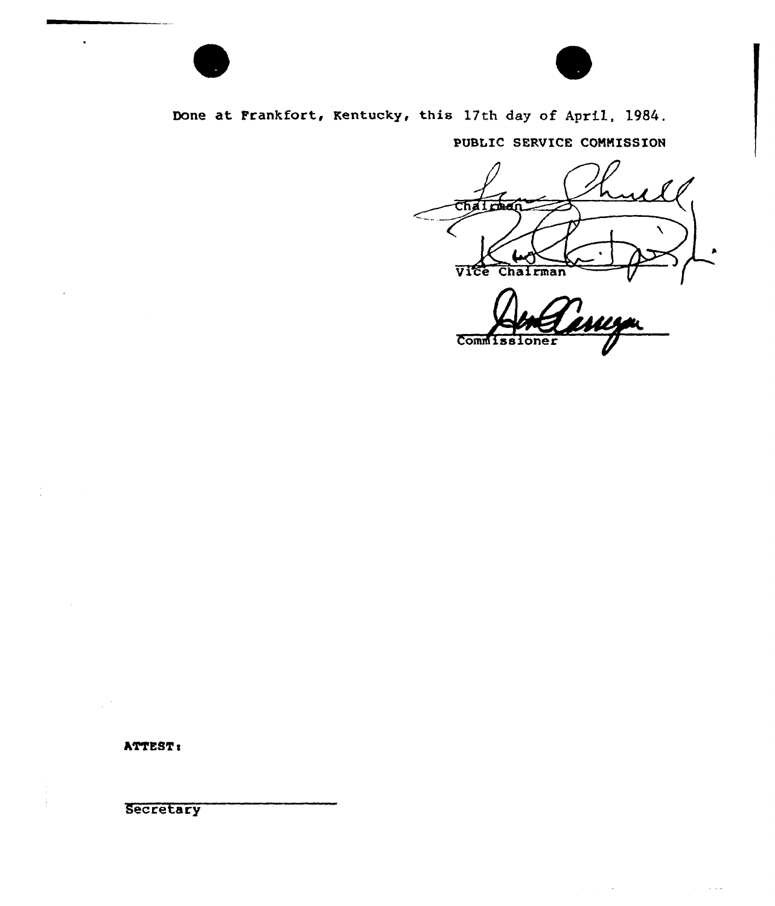Done at Frankfort, Kentucky, this 17th day of April, 1984.

PUBLIC SERVICE COMMISSION

Chairman

Vice Chairman

Commissioner

ATTEST:

Secretary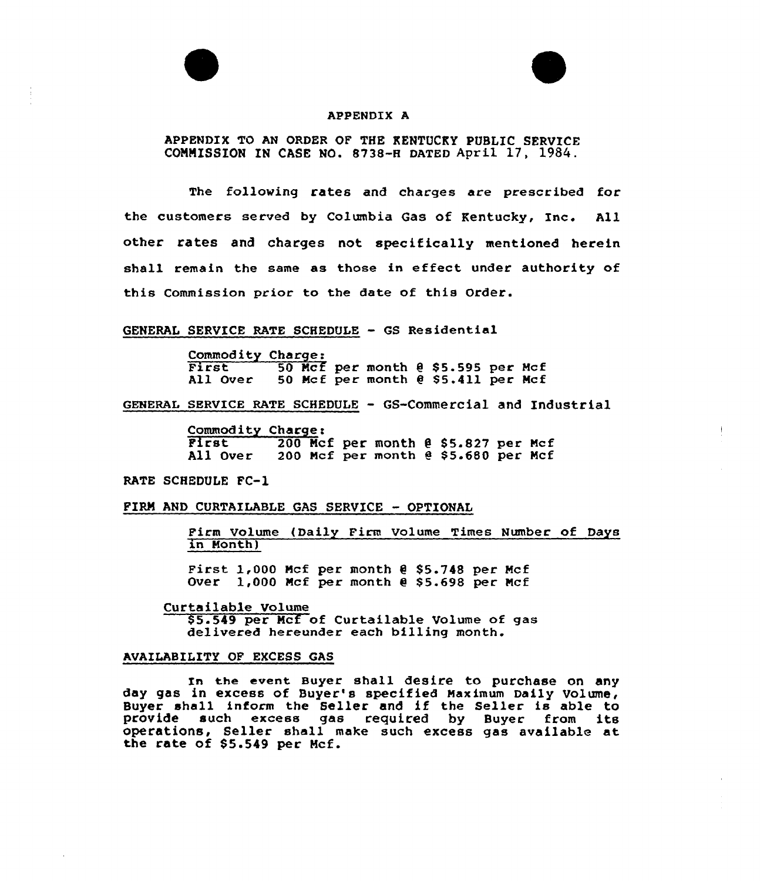# APPENDIX A

APPENDIX TO AN ORDER OF THE KENTUCKY PUBLIC SERVICE COMMISSION IN CASE NO. 8738-H DATED April 17, 1984.

The following rates and charges are prescribed for the customers served by Columbia Gas of Kentucky, Inc. All other rates and charges not specifically mentioned herein shall remain the same as those in effect under authority of this Commission prior to the date of this Order.

GENERAL SERVICE RATE SCHEDULE - GS Residential

Commodity Charge:
First 50 Mcf per month @ $5.595 per Mcf
All Over 50 Mcf per month @ $5.411 per Mcf

GENERAL SERVICE RATE SCHEDULE - GS-Commercial and Industrial

Commodity Charge:
First 200 Mcf per month @ $5.827 per Mcf
All Over 200 Mcf per month @ $5.680 per Mcf

RATE SCHEDULE FC-1

FIRM AND CURTAILABLE GAS SERVICE - OPTIONAL

Firm Volume (Daily Firm Volume Times Number of Days in Month)

First 1,000 Mcf per month @ $5.748 per Mcf
Over 1,000 Mcf per month @ $5.698 per Mcf

Curtailable Volume
$5.549 per Mcf of Curtailable Volume of gas delivered hereunder each billing month.

AVAILABILITY OF EXCESS GAS

In the event Buyer shall desire to purchase on any day gas in excess of Buyer's specified Maximum Daily Volume, Buyer shall inform the Seller and if the Seller is able to provide such excess gas required by Buyer from its operations, Seller shall make such excess gas available at the rate of $5.549 per Mcf.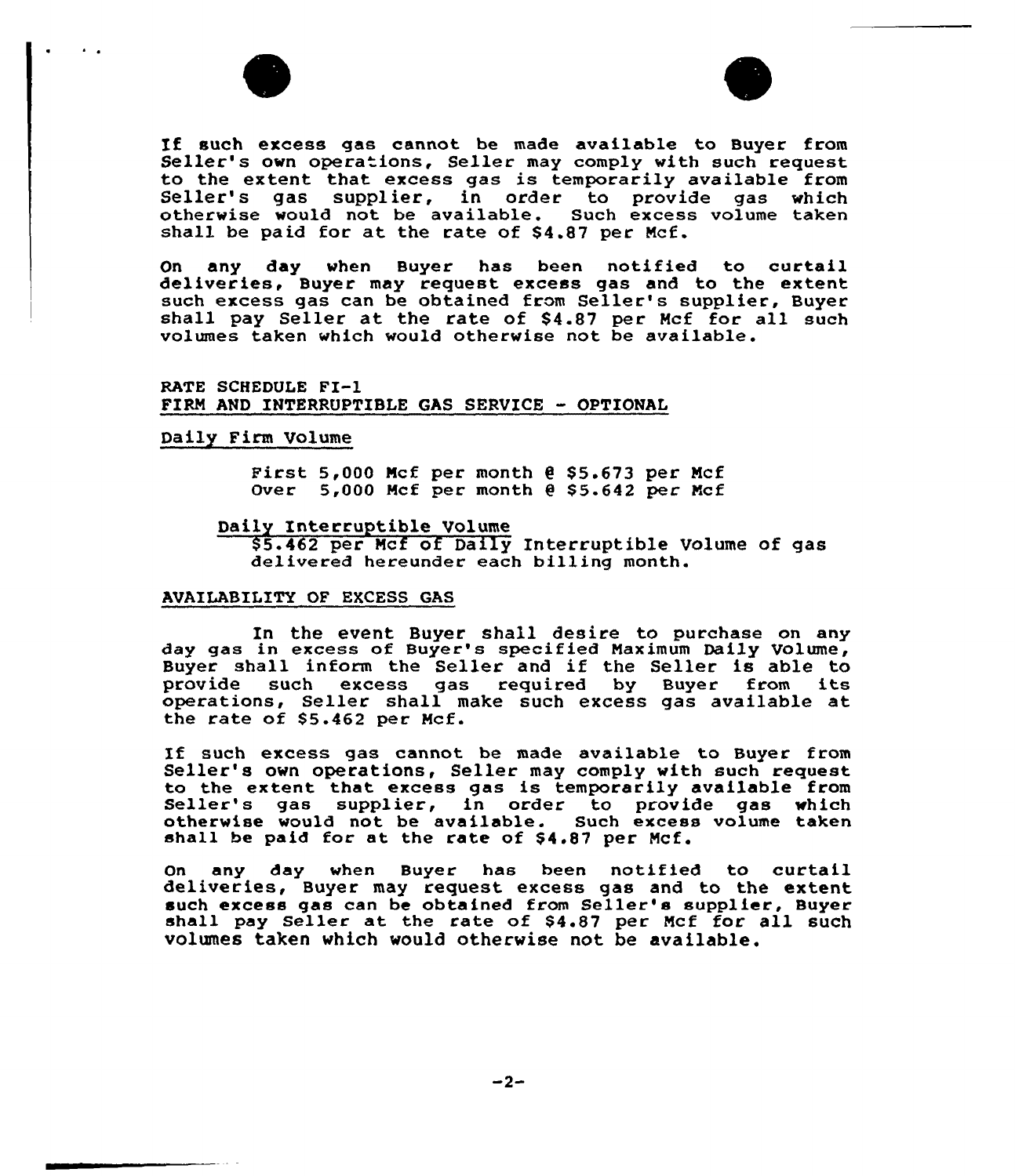If such excess gas cannot be made available to Buyer from Seller's own operations, Seller may comply with such request to the extent that excess gas is temporarily available from Seller's gas supplier, in order to provide gas which otherwise would not be available. Such excess volume taken shall be paid for at the rate of $4.87 per Mcf.

On any day when Buyer has been notified to curtail deliveries, Buyer may request excess gas and to the extent such excess gas can be obtained from Seller's supplier, Buyer shall pay Seller at the rate of $4.87 per Mcf for all such volumes taken which would otherwise not be available.

RATE SCHEDULE FI-1
FIRM AND INTERRUPTIBLE GAS SERVICE - OPTIONAL

Daily Firm Volume

First 5,000 Mcf per month @ $5.673 per Mcf
Over 5,000 Mcf per month @ $5.642 per Mcf

Daily Interruptible Volume
$5.462 per Mcf of Daily Interruptible Volume of gas delivered hereunder each billing month.

AVAILABILITY OF EXCESS GAS

In the event Buyer shall desire to purchase on any day gas in excess of Buyer's specified Maximum Daily Volume, Buyer shall inform the Seller and if the Seller is able to provide such excess gas required by Buyer from its operations, Seller shall make such excess gas available at the rate of $5.462 per Mcf.

If such excess gas cannot be made available to Buyer from Seller's own operations, Seller may comply with such request to the extent that excess gas is temporarily available from Seller's gas supplier, in order to provide gas which otherwise would not be available. Such excess volume taken shall be paid for at the rate of $4.87 per Mcf.

On any day when Buyer has been notified to curtail deliveries, Buyer may request excess gas and to the extent such excess gas can be obtained from Seller's supplier, Buyer shall pay Seller at the rate of $4.87 per Mcf for all such volumes taken which would otherwise not be available.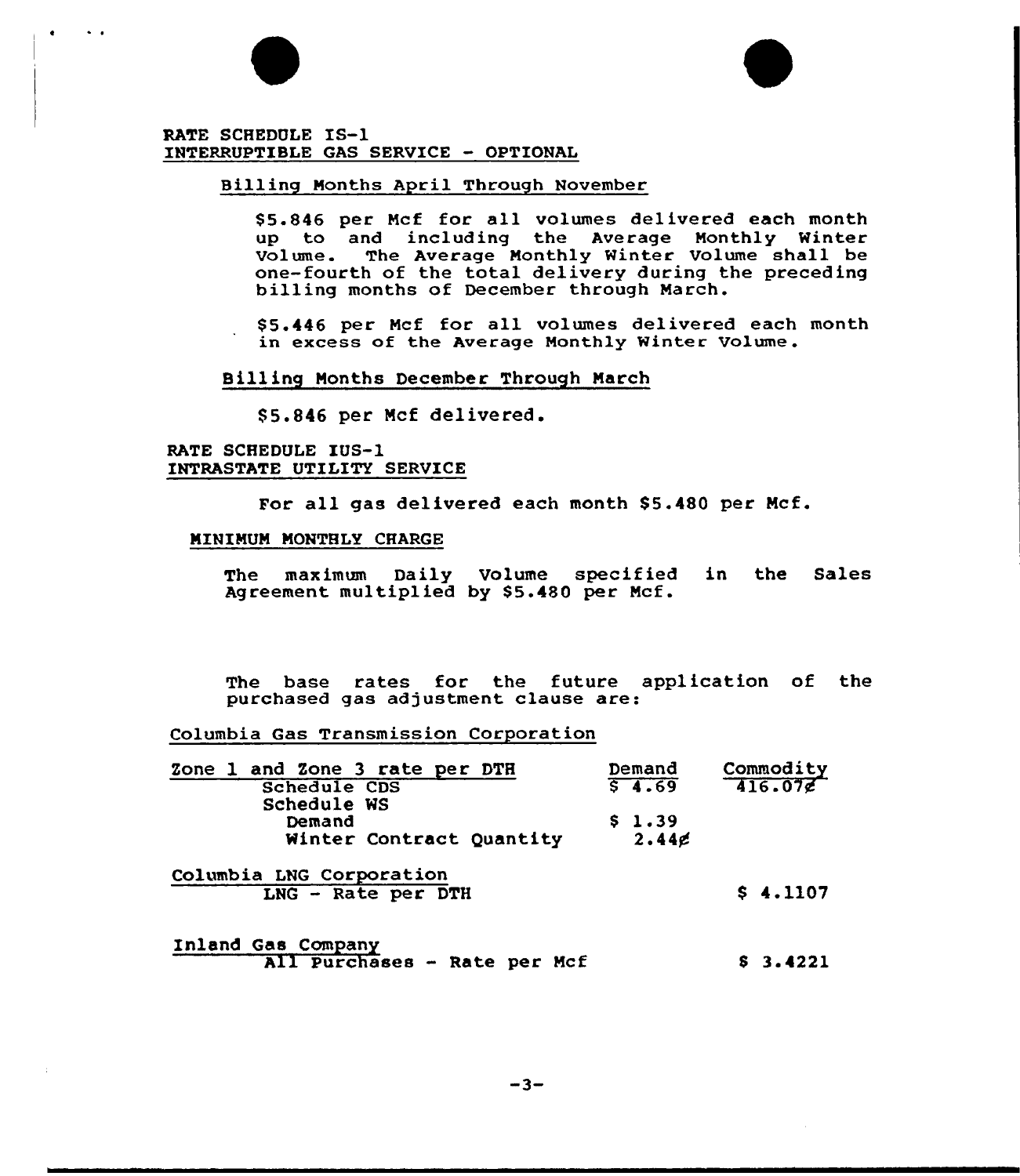RATE SCHEDULE IS-1
INTERRUPTIBLE GAS SERVICE - OPTIONAL

Billing Months April Through November

$5.846 per Mcf for all volumes delivered each month up to and including the Average Monthly Winter Volume. The Average Monthly Winter Volume shall be one-fourth of the total delivery during the preceding billing months of December through March.

$5.446 per Mcf for all volumes delivered each month in excess of the Average Monthly Winter Volume.

Billing Months December Through March

$5.846 per Mcf delivered.

RATE SCHEDULE IUS-1
INTRASTATE UTILITY SERVICE

For all gas delivered each month $5.480 per Mcf.

MINIMUM MONTHLY CHARGE

The maximum Daily Volume specified in the Sales Agreement multiplied by $5.480 per Mcf.

The base rates for the future application of the purchased gas adjustment clause are:

Columbia Gas Transmission Corporation

| Zone 1 and Zone 3 rate per DTH | Demand | Commodity |
|---|---|---|
| Schedule CDS | $ 4.69 | 416.07¢ |
| Schedule WS | | |
| Demand | $ 1.39 | |
| Winter Contract Quantity | 2.44¢ | |

| | |
|---|---|
| Columbia LNG Corporation | |
| LNG - Rate per DTH | $ 4.1107 |
| Inland Gas Company | |
| All Purchases - Rate per Mcf | $ 3.4221 |